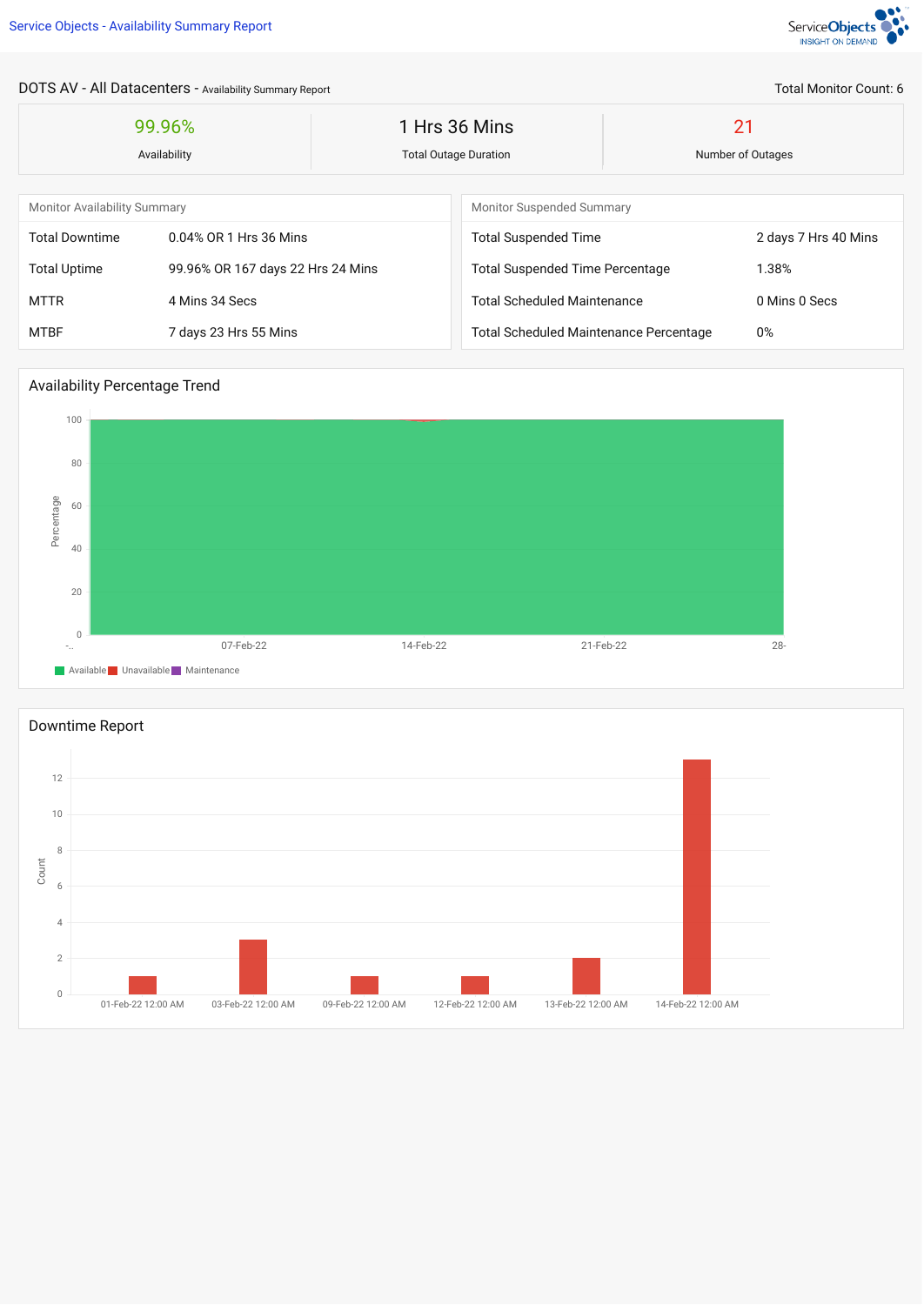Service Objects - Availability Summary Report

ServiceObjects INSIGHT ON DEMAND

## DOTS AV - All Datacenters - Availability Summary Report

Total Monitor Count: 6

| 99.96% | 1 Hrs 36 Mins | 21 |
|---|---|---|
| Availability | Total Outage Duration | Number of Outages |

### Monitor Availability Summary

| | |
|---|---|
| Total Downtime | 0.04% OR 1 Hrs 36 Mins |
| Total Uptime | 99.96% OR 167 days 22 Hrs 24 Mins |
| MTTR | 4 Mins 34 Secs |
| MTBF | 7 days 23 Hrs 55 Mins |

### Monitor Suspended Summary

| | |
|---|---|
| Total Suspended Time | 2 days 7 Hrs 40 Mins |
| Total Suspended Time Percentage | 1.38% |
| Total Scheduled Maintenance | 0 Mins 0 Secs |
| Total Scheduled Maintenance Percentage | 0% |

### Availability Percentage Trend

Percentage: 0, 20, 40, 60, 80, 100

-.., 07-Feb-22, 14-Feb-22, 21-Feb-22, 28-

Available, Unavailable, Maintenance

### Downtime Report

Count: 0, 2, 4, 6, 8, 10, 12

| Date | Count |
|---|---|
| 01-Feb-22 12:00 AM | 1 |
| 03-Feb-22 12:00 AM | 3 |
| 09-Feb-22 12:00 AM | 1 |
| 12-Feb-22 12:00 AM | 1 |
| 13-Feb-22 12:00 AM | 2 |
| 14-Feb-22 12:00 AM | 13 |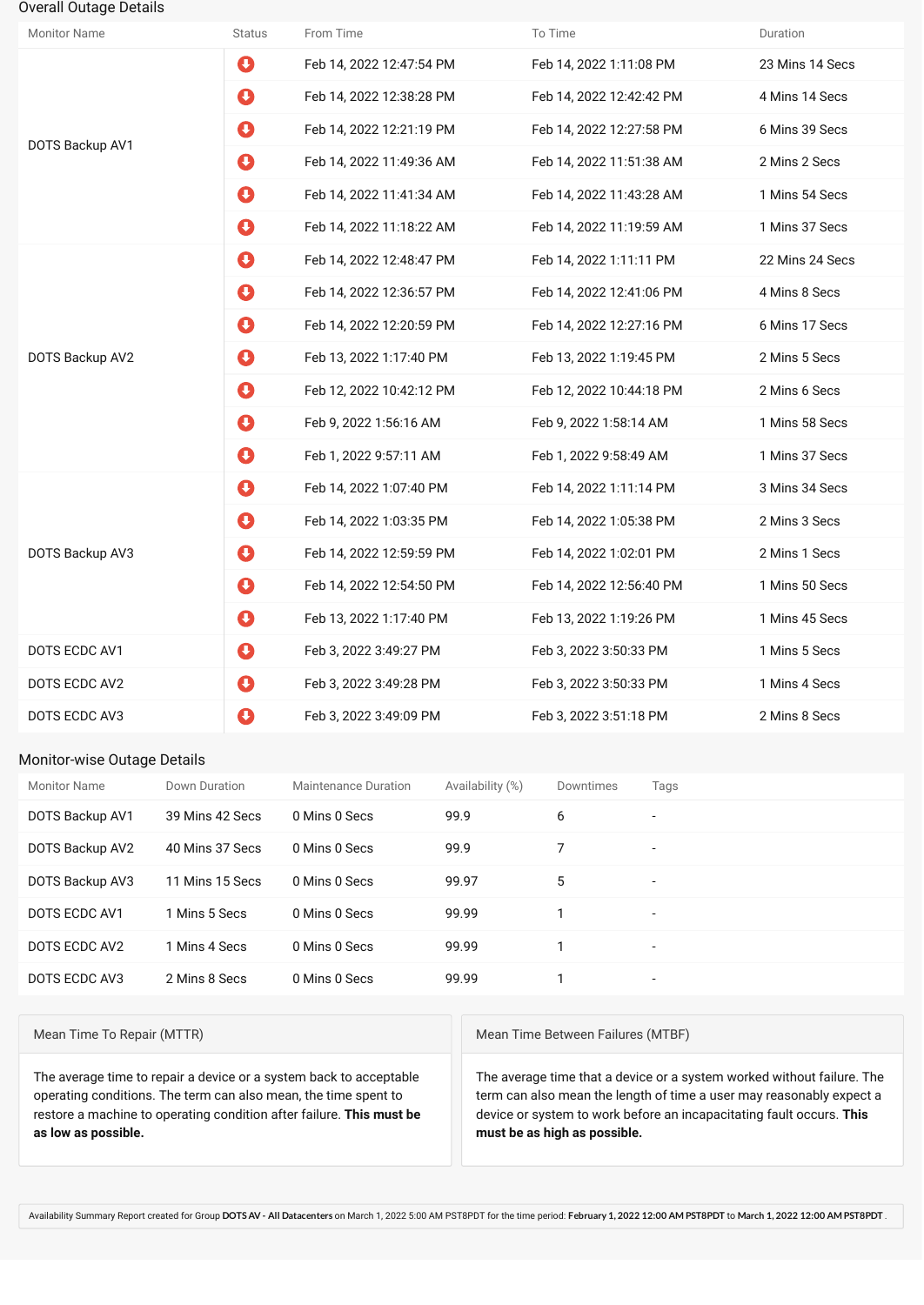## Overall Outage Details

| Monitor Name | Status | From Time | To Time | Duration |
|---|---|---|---|---|
| DOTS Backup AV1 | | Feb 14, 2022 12:47:54 PM | Feb 14, 2022 1:11:08 PM | 23 Mins 14 Secs |
| | | Feb 14, 2022 12:38:28 PM | Feb 14, 2022 12:42:42 PM | 4 Mins 14 Secs |
| | | Feb 14, 2022 12:21:19 PM | Feb 14, 2022 12:27:58 PM | 6 Mins 39 Secs |
| | | Feb 14, 2022 11:49:36 AM | Feb 14, 2022 11:51:38 AM | 2 Mins 2 Secs |
| | | Feb 14, 2022 11:41:34 AM | Feb 14, 2022 11:43:28 AM | 1 Mins 54 Secs |
| | | Feb 14, 2022 11:18:22 AM | Feb 14, 2022 11:19:59 AM | 1 Mins 37 Secs |
| DOTS Backup AV2 | | Feb 14, 2022 12:48:47 PM | Feb 14, 2022 1:11:11 PM | 22 Mins 24 Secs |
| | | Feb 14, 2022 12:36:57 PM | Feb 14, 2022 12:41:06 PM | 4 Mins 8 Secs |
| | | Feb 14, 2022 12:20:59 PM | Feb 14, 2022 12:27:16 PM | 6 Mins 17 Secs |
| | | Feb 13, 2022 1:17:40 PM | Feb 13, 2022 1:19:45 PM | 2 Mins 5 Secs |
| | | Feb 12, 2022 10:42:12 PM | Feb 12, 2022 10:44:18 PM | 2 Mins 6 Secs |
| | | Feb 9, 2022 1:56:16 AM | Feb 9, 2022 1:58:14 AM | 1 Mins 58 Secs |
| | | Feb 1, 2022 9:57:11 AM | Feb 1, 2022 9:58:49 AM | 1 Mins 37 Secs |
| DOTS Backup AV3 | | Feb 14, 2022 1:07:40 PM | Feb 14, 2022 1:11:14 PM | 3 Mins 34 Secs |
| | | Feb 14, 2022 1:03:35 PM | Feb 14, 2022 1:05:38 PM | 2 Mins 3 Secs |
| | | Feb 14, 2022 12:59:59 PM | Feb 14, 2022 1:02:01 PM | 2 Mins 1 Secs |
| | | Feb 14, 2022 12:54:50 PM | Feb 14, 2022 12:56:40 PM | 1 Mins 50 Secs |
| | | Feb 13, 2022 1:17:40 PM | Feb 13, 2022 1:19:26 PM | 1 Mins 45 Secs |
| DOTS ECDC AV1 | | Feb 3, 2022 3:49:27 PM | Feb 3, 2022 3:50:33 PM | 1 Mins 5 Secs |
| DOTS ECDC AV2 | | Feb 3, 2022 3:49:28 PM | Feb 3, 2022 3:50:33 PM | 1 Mins 4 Secs |
| DOTS ECDC AV3 | | Feb 3, 2022 3:49:09 PM | Feb 3, 2022 3:51:18 PM | 2 Mins 8 Secs |

## Monitor-wise Outage Details

| Monitor Name | Down Duration | Maintenance Duration | Availability (%) | Downtimes | Tags |
|---|---|---|---|---|---|
| DOTS Backup AV1 | 39 Mins 42 Secs | 0 Mins 0 Secs | 99.9 | 6 | - |
| DOTS Backup AV2 | 40 Mins 37 Secs | 0 Mins 0 Secs | 99.9 | 7 | - |
| DOTS Backup AV3 | 11 Mins 15 Secs | 0 Mins 0 Secs | 99.97 | 5 | - |
| DOTS ECDC AV1 | 1 Mins 5 Secs | 0 Mins 0 Secs | 99.99 | 1 | - |
| DOTS ECDC AV2 | 1 Mins 4 Secs | 0 Mins 0 Secs | 99.99 | 1 | - |
| DOTS ECDC AV3 | 2 Mins 8 Secs | 0 Mins 0 Secs | 99.99 | 1 | - |

### Mean Time To Repair (MTTR)

The average time to repair a device or a system back to acceptable operating conditions. The term can also mean, the time spent to restore a machine to operating condition after failure. **This must be as low as possible.**

### Mean Time Between Failures (MTBF)

The average time that a device or a system worked without failure. The term can also mean the length of time a user may reasonably expect a device or system to work before an incapacitating fault occurs. **This must be as high as possible.**

Availability Summary Report created for Group **DOTS AV - All Datacenters** on March 1, 2022 5:00 AM PST8PDT for the time period: **February 1, 2022 12:00 AM PST8PDT** to **March 1, 2022 12:00 AM PST8PDT** .